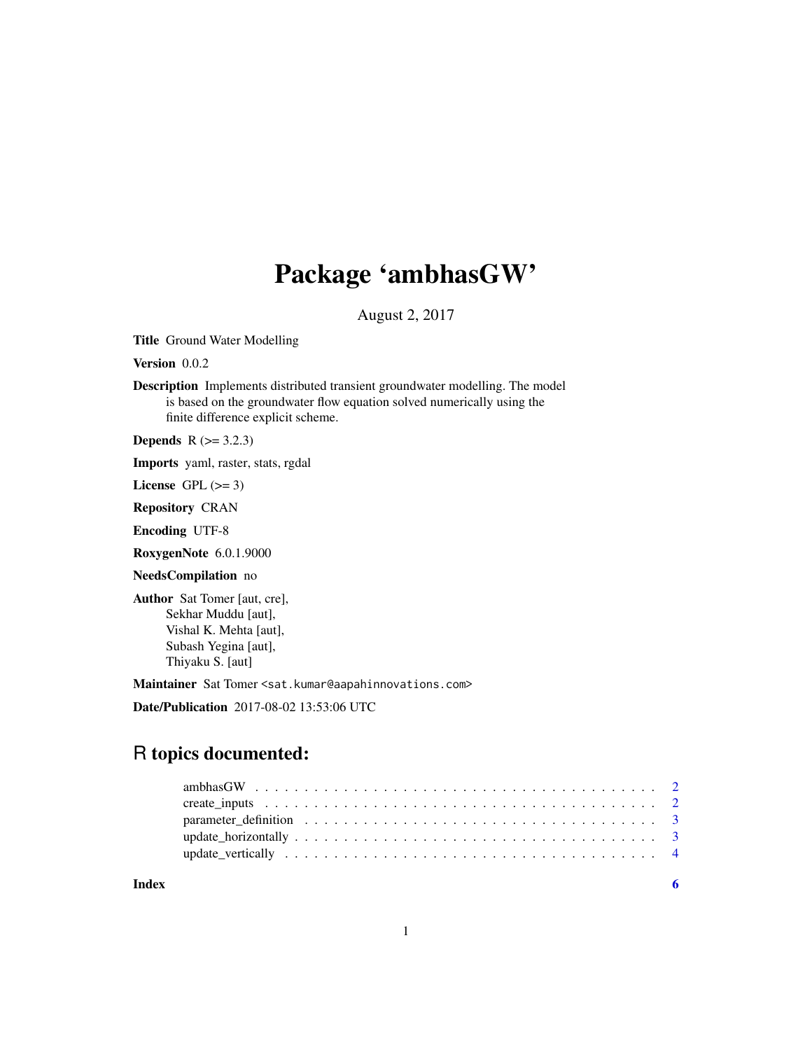# Package 'ambhasGW'

August 2, 2017

**Title** Ground Water Modelling

**Version** 0.0.2

**Description** Implements distributed transient groundwater modelling. The model is based on the groundwater flow equation solved numerically using the finite difference explicit scheme.

**Depends** R (>= 3.2.3)

**Imports** yaml, raster, stats, rgdal

**License** GPL (>= 3)

**Repository** CRAN

**Encoding** UTF-8

**RoxygenNote** 6.0.1.9000

**NeedsCompilation** no

**Author** Sat Tomer [aut, cre],
Sekhar Muddu [aut],
Vishal K. Mehta [aut],
Subash Yegina [aut],
Thiyaku S. [aut]

**Maintainer** Sat Tomer <sat.kumar@aapahinnovations.com>

**Date/Publication** 2017-08-02 13:53:06 UTC

## R topics documented:

- ambhasGW . . . . . . . . . . . . . . . . . . . . . . . . . . . . . . . . . . . . . . . . 2
- create_inputs . . . . . . . . . . . . . . . . . . . . . . . . . . . . . . . . . . . . . . . 2
- parameter_definition . . . . . . . . . . . . . . . . . . . . . . . . . . . . . . . . . . . 3
- update_horizontally . . . . . . . . . . . . . . . . . . . . . . . . . . . . . . . . . . . . 3
- update_vertically . . . . . . . . . . . . . . . . . . . . . . . . . . . . . . . . . . . . . 4

**Index** 6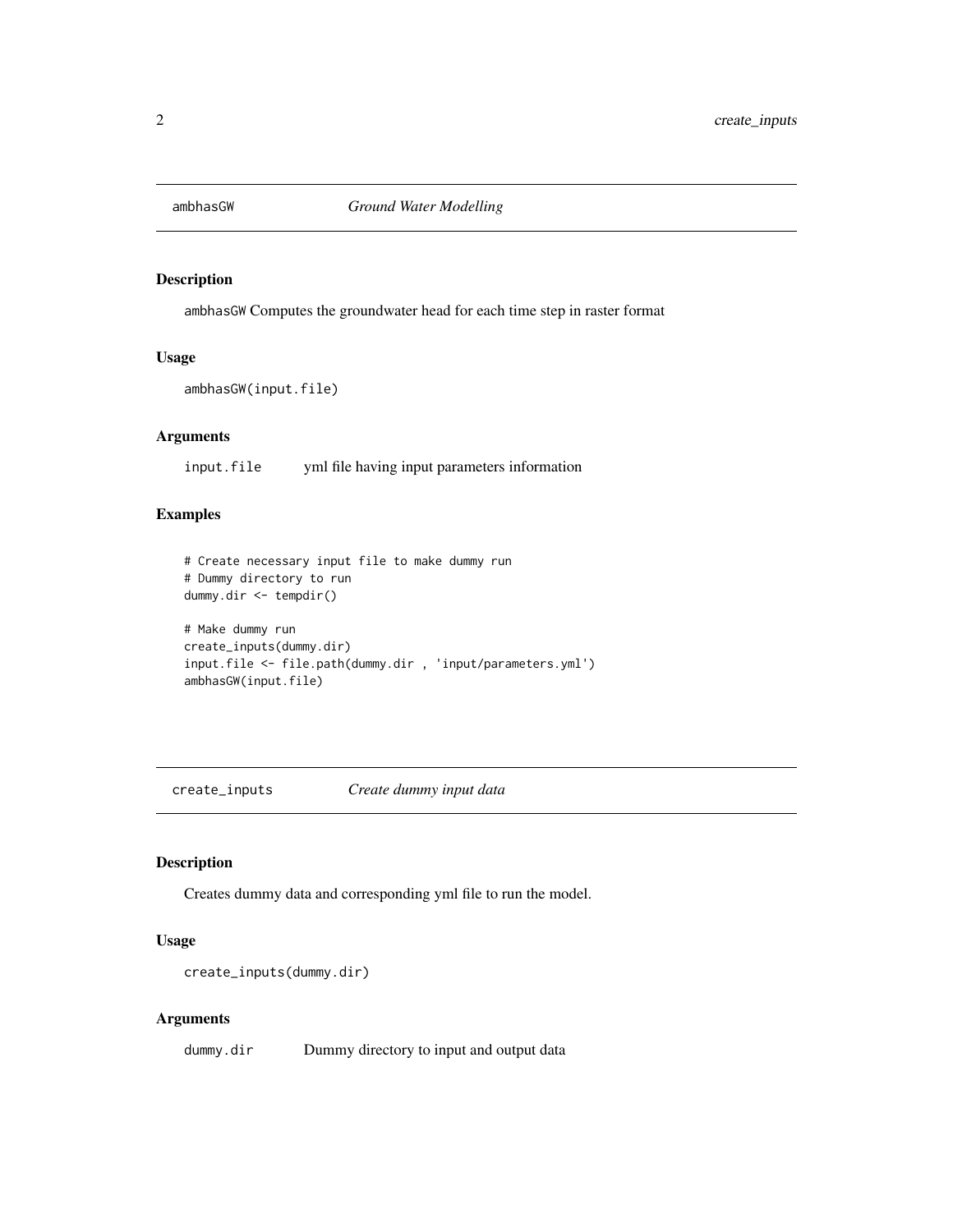## ambhasGW *Ground Water Modelling*

### Description

ambhasGW Computes the groundwater head for each time step in raster format

### Usage

```
ambhasGW(input.file)
```

### Arguments

| | |
|---|---|
| input.file | yml file having input parameters information |

### Examples

```
# Create necessary input file to make dummy run
# Dummy directory to run
dummy.dir <- tempdir()

# Make dummy run
create_inputs(dummy.dir)
input.file <- file.path(dummy.dir , 'input/parameters.yml')
ambhasGW(input.file)
```

## create_inputs *Create dummy input data*

### Description

Creates dummy data and corresponding yml file to run the model.

### Usage

```
create_inputs(dummy.dir)
```

### Arguments

| | |
|---|---|
| dummy.dir | Dummy directory to input and output data |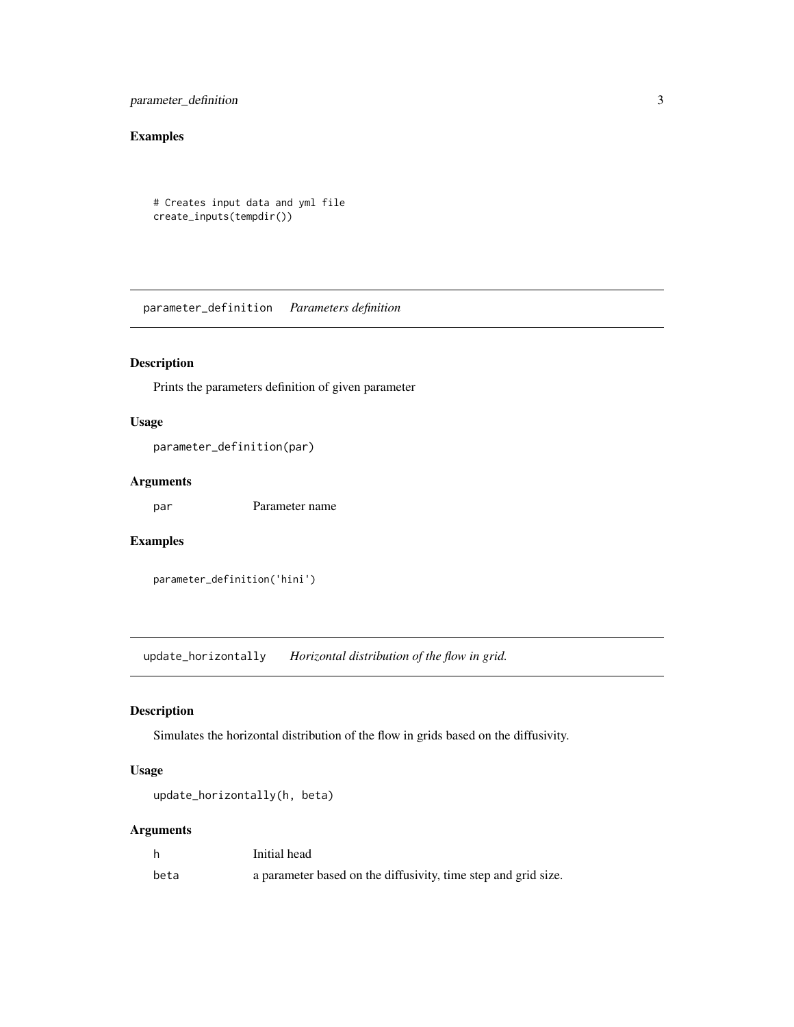## Examples

```
# Creates input data and yml file
create_inputs(tempdir())
```

---

## parameter_definition    *Parameters definition*

---

### Description

Prints the parameters definition of given parameter

### Usage

```
parameter_definition(par)
```

### Arguments

| | |
|---|---|
| `par` | Parameter name |

### Examples

```
parameter_definition('hini')
```

---

## update_horizontally    *Horizontal distribution of the flow in grid.*

---

### Description

Simulates the horizontal distribution of the flow in grids based on the diffusivity.

### Usage

```
update_horizontally(h, beta)
```

### Arguments

| | |
|---|---|
| `h` | Initial head |
| `beta` | a parameter based on the diffusivity, time step and grid size. |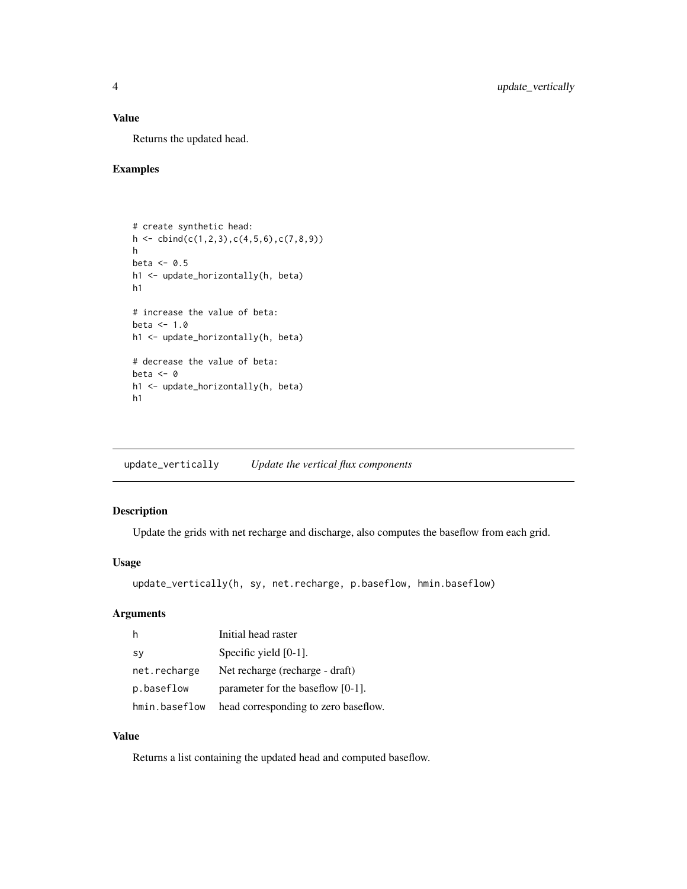### Value

Returns the updated head.

### Examples

```
# create synthetic head:
h <- cbind(c(1,2,3),c(4,5,6),c(7,8,9))
h
beta <- 0.5
h1 <- update_horizontally(h, beta)
h1

# increase the value of beta:
beta <- 1.0
h1 <- update_horizontally(h, beta)

# decrease the value of beta:
beta <- 0
h1 <- update_horizontally(h, beta)
h1
```

---

## update_vertically *Update the vertical flux components*

### Description

Update the grids with net recharge and discharge, also computes the baseflow from each grid.

### Usage

```
update_vertically(h, sy, net.recharge, p.baseflow, hmin.baseflow)
```

### Arguments

| | |
|---|---|
| h | Initial head raster |
| sy | Specific yield [0-1]. |
| net.recharge | Net recharge (recharge - draft) |
| p.baseflow | parameter for the baseflow [0-1]. |
| hmin.baseflow | head corresponding to zero baseflow. |

### Value

Returns a list containing the updated head and computed baseflow.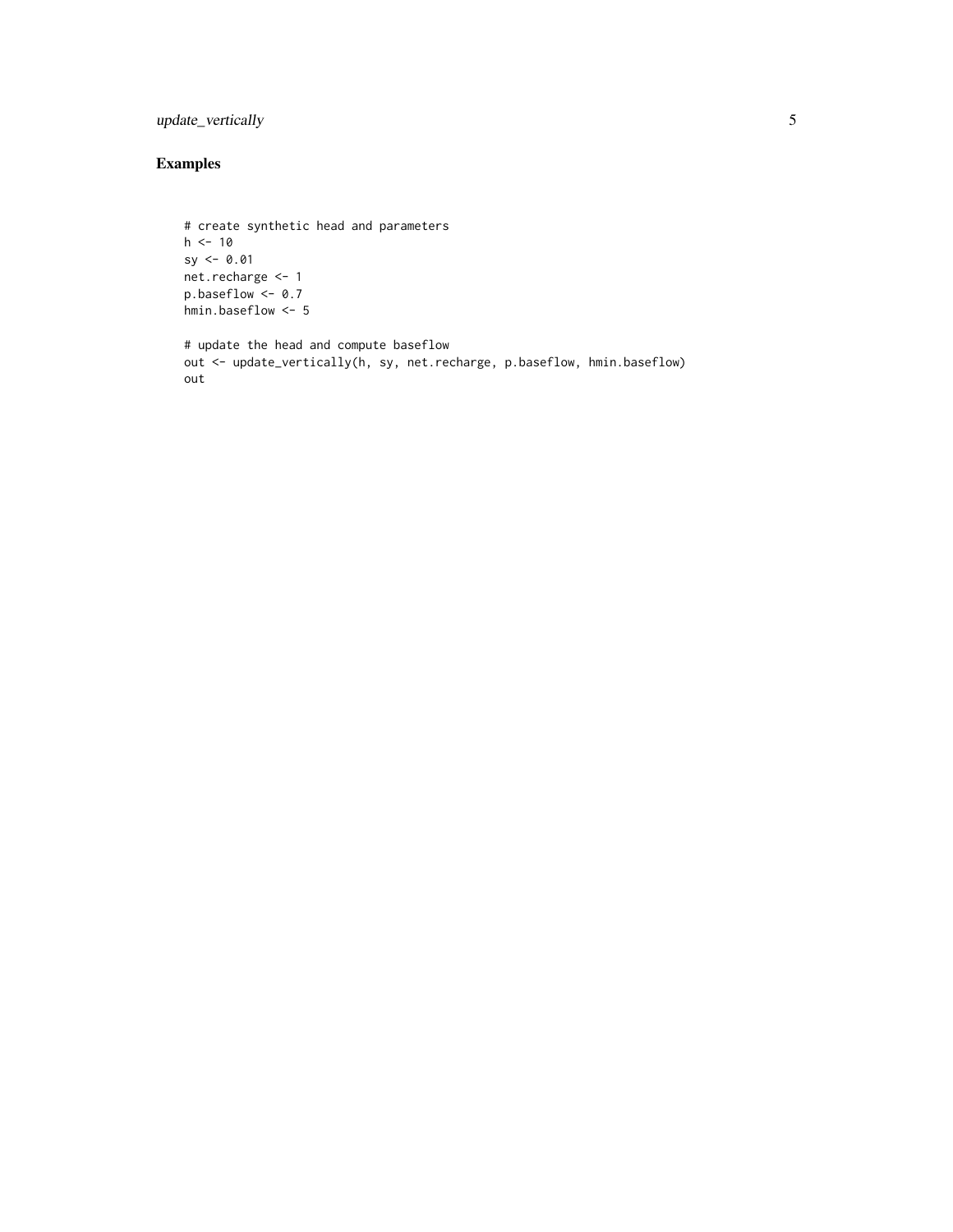## Examples

```
# create synthetic head and parameters
h <- 10
sy <- 0.01
net.recharge <- 1
p.baseflow <- 0.7
hmin.baseflow <- 5

# update the head and compute baseflow
out <- update_vertically(h, sy, net.recharge, p.baseflow, hmin.baseflow)
out
```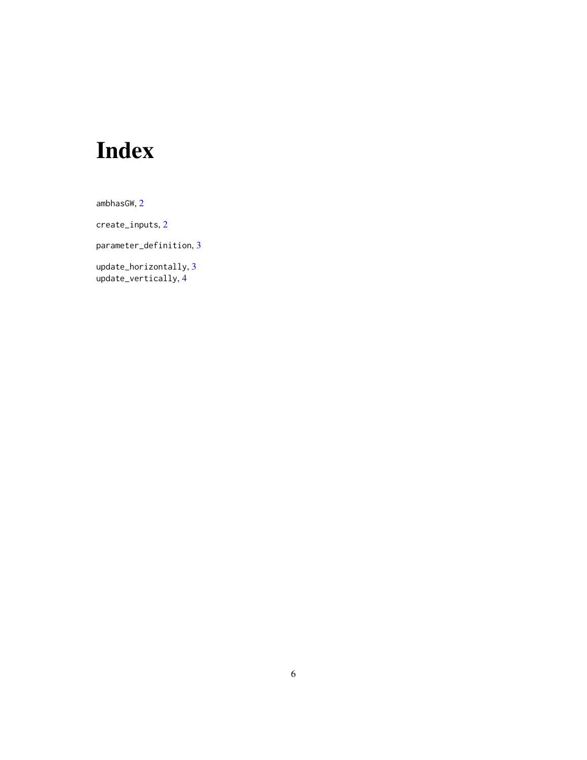# Index

ambhasGW, 2

create_inputs, 2

parameter_definition, 3

update_horizontally, 3
update_vertically, 4